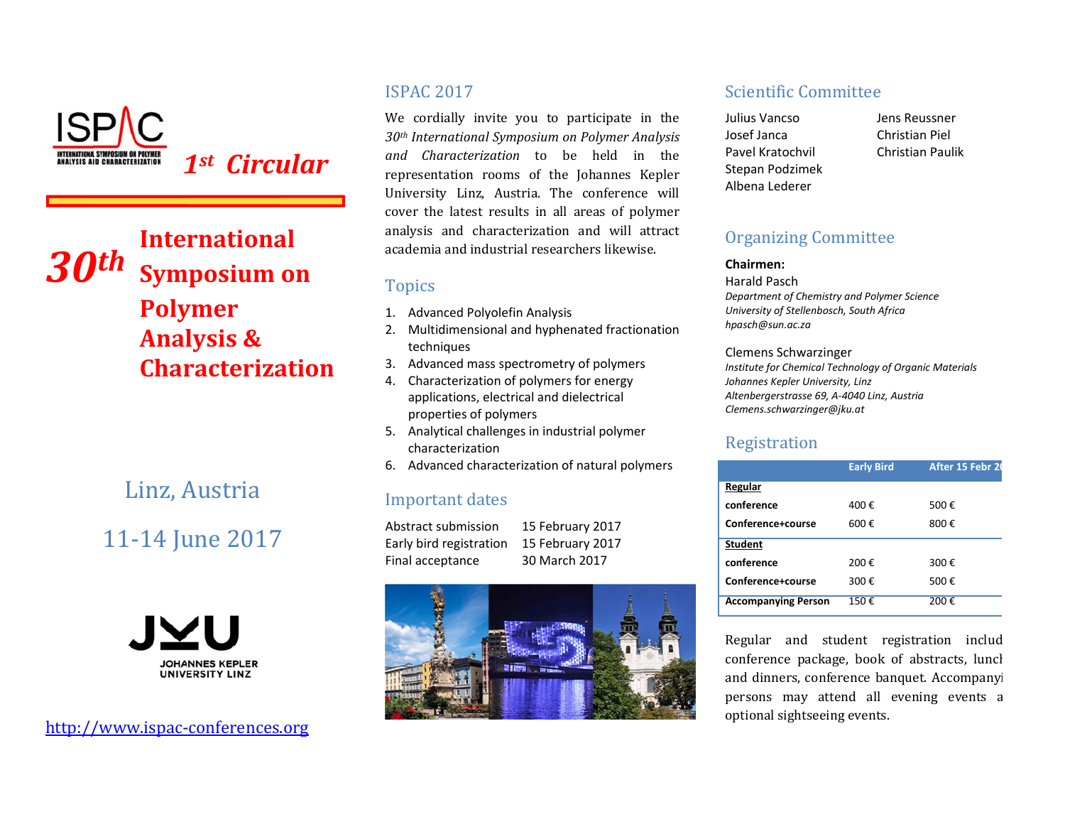ISPAC
INTERNATIONAL SYMPOSIUM ON POLYMER ANALYSIS AND CHARACTERIZATION

*1st Circular*

# 30th International Symposium on Polymer Analysis & Characterization

## Linz, Austria

## 11-14 June 2017

JOHANNES KEPLER UNIVERSITY LINZ

http://www.ispac-conferences.org

## ISPAC 2017

We cordially invite you to participate in the *30th International Symposium on Polymer Analysis and Characterization* to be held in the representation rooms of the Johannes Kepler University Linz, Austria. The conference will cover the latest results in all areas of polymer analysis and characterization and will attract academia and industrial researchers likewise.

## Topics

1. Advanced Polyolefin Analysis
2. Multidimensional and hyphenated fractionation techniques
3. Advanced mass spectrometry of polymers
4. Characterization of polymers for energy applications, electrical and dielectrical properties of polymers
5. Analytical challenges in industrial polymer characterization
6. Advanced characterization of natural polymers

## Important dates

| | |
|---|---|
| Abstract submission | 15 February 2017 |
| Early bird registration | 15 February 2017 |
| Final acceptance | 30 March 2017 |

## Scientific Committee

Julius Vancso
Josef Janca
Pavel Kratochvil
Stepan Podzimek
Albena Lederer
Jens Reussner
Christian Piel
Christian Paulik

## Organizing Committee

**Chairmen:**

Harald Pasch
*Department of Chemistry and Polymer Science*
*University of Stellenbosch, South Africa*
*hpasch@sun.ac.za*

Clemens Schwarzinger
*Institute for Chemical Technology of Organic Materials*
*Johannes Kepler University, Linz*
*Altenbergerstrasse 69, A-4040 Linz, Austria*
*Clemens.schwarzinger@jku.at*

## Registration

| | Early Bird | After 15 Febr 20 |
|---|---|---|
| **Regular** | | |
| **conference** | 400 € | 500 € |
| **Conference+course** | 600 € | 800 € |
| **Student** | | |
| **conference** | 200 € | 300 € |
| **Conference+course** | 300 € | 500 € |
| **Accompanying Person** | 150 € | 200 € |

Regular and student registration includ conference package, book of abstracts, lunch and dinners, conference banquet. Accompanyi persons may attend all evening events a optional sightseeing events.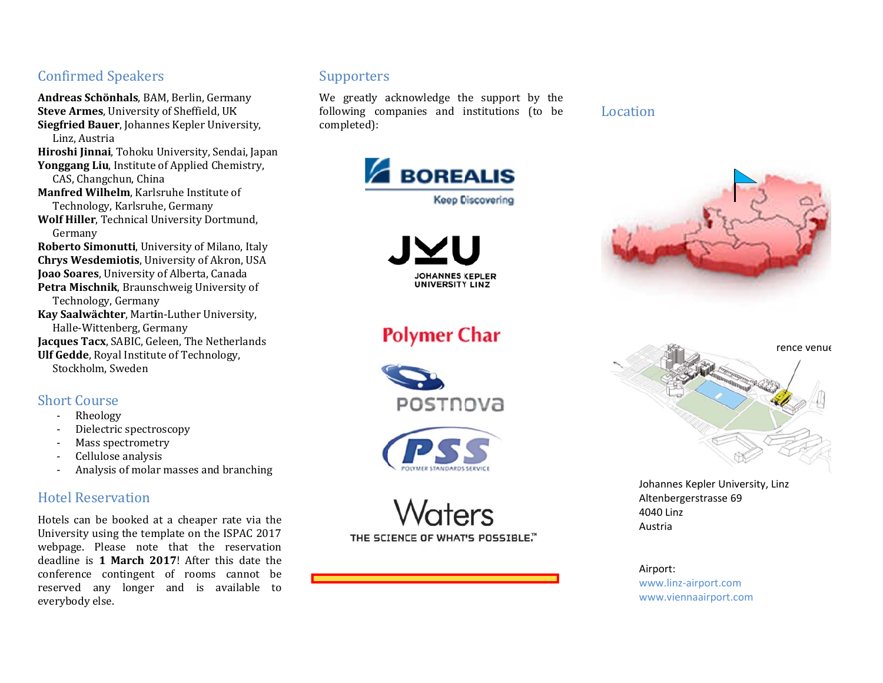## Confirmed Speakers

**Andreas Schönhals**, BAM, Berlin, Germany
**Steve Armes**, University of Sheffield, UK
**Siegfried Bauer**, Johannes Kepler University, Linz, Austria
**Hiroshi Jinnai**, Tohoku University, Sendai, Japan
**Yonggang Liu**, Institute of Applied Chemistry, CAS, Changchun, China
**Manfred Wilhelm**, Karlsruhe Institute of Technology, Karlsruhe, Germany
**Wolf Hiller**, Technical University Dortmund, Germany
**Roberto Simonutti**, University of Milano, Italy
**Chrys Wesdemiotis**, University of Akron, USA
**Joao Soares**, University of Alberta, Canada
**Petra Mischnik**, Braunschweig University of Technology, Germany
**Kay Saalwächter**, Martin-Luther University, Halle-Wittenberg, Germany
**Jacques Tacx**, SABIC, Geleen, The Netherlands
**Ulf Gedde**, Royal Institute of Technology, Stockholm, Sweden

## Short Course

- Rheology
- Dielectric spectroscopy
- Mass spectrometry
- Cellulose analysis
- Analysis of molar masses and branching

## Hotel Reservation

Hotels can be booked at a cheaper rate via the University using the template on the ISPAC 2017 webpage. Please note that the reservation deadline is **1 March 2017**! After this date the conference contingent of rooms cannot be reserved any longer and is available to everybody else.

## Supporters

We greatly acknowledge the support by the following companies and institutions (to be completed):

BOREALIS
Keep Discovering

JKU
JOHANNES KEPLER UNIVERSITY LINZ

Polymer Char

POSTNOVA

PSS
POLYMER STANDARDS SERVICE

Waters
THE SCIENCE OF WHAT'S POSSIBLE.™

## Location

rence venue

Johannes Kepler University, Linz
Altenbergerstrasse 69
4040 Linz
Austria

Airport:
www.linz-airport.com
www.viennaairport.com